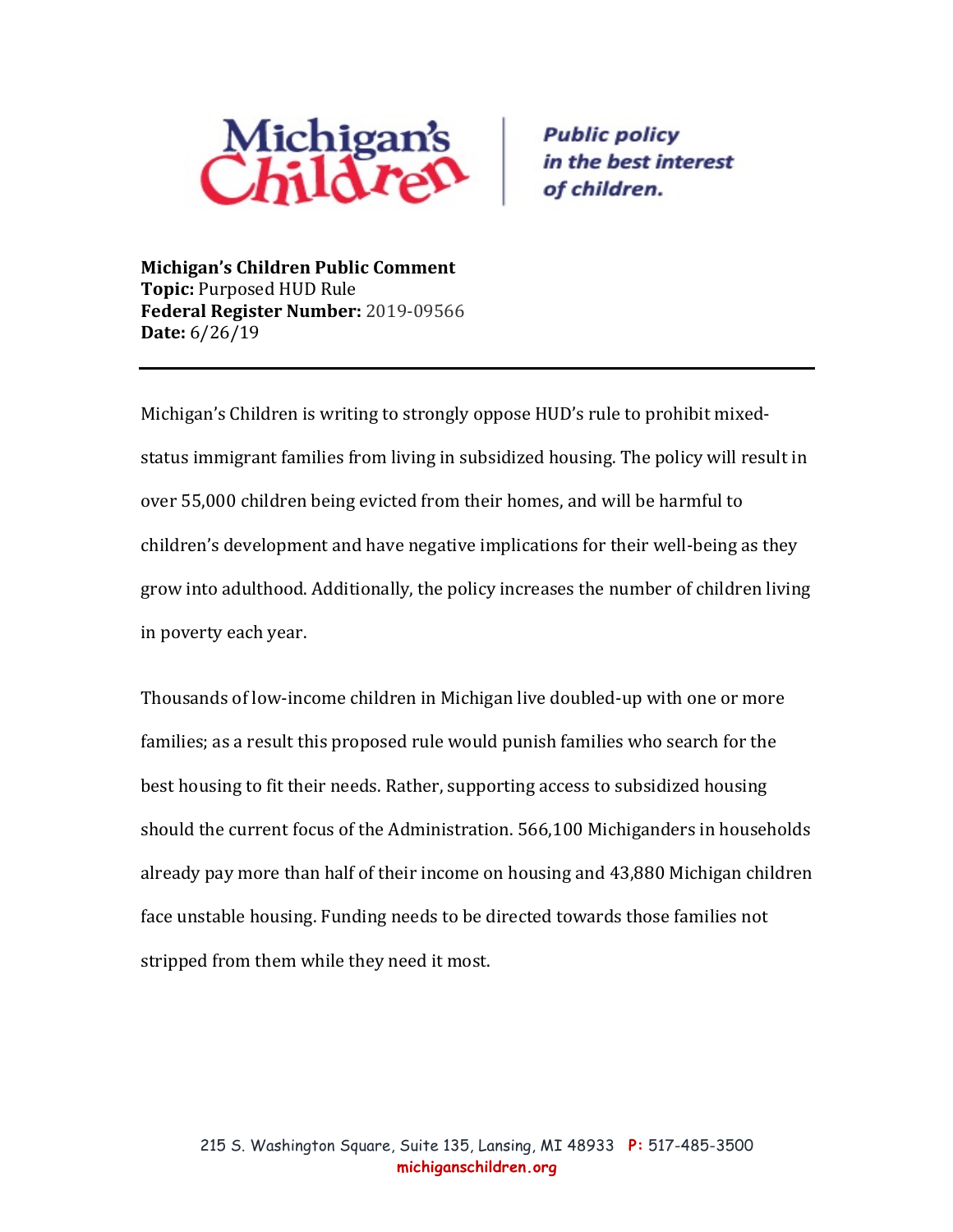Michigan's Children | *Public policy in the best interest of children.*

**Michigan's Children Public Comment**
**Topic:** Purposed HUD Rule
**Federal Register Number:** 2019-09566
**Date:** 6/26/19

---

Michigan's Children is writing to strongly oppose HUD's rule to prohibit mixed-status immigrant families from living in subsidized housing. The policy will result in over 55,000 children being evicted from their homes, and will be harmful to children's development and have negative implications for their well-being as they grow into adulthood. Additionally, the policy increases the number of children living in poverty each year.

Thousands of low-income children in Michigan live doubled-up with one or more families; as a result this proposed rule would punish families who search for the best housing to fit their needs. Rather, supporting access to subsidized housing should the current focus of the Administration. 566,100 Michiganders in households already pay more than half of their income on housing and 43,880 Michigan children face unstable housing. Funding needs to be directed towards those families not stripped from them while they need it most.

215 S. Washington Square, Suite 135, Lansing, MI 48933 **P:** 517-485-3500
michiganschildren.org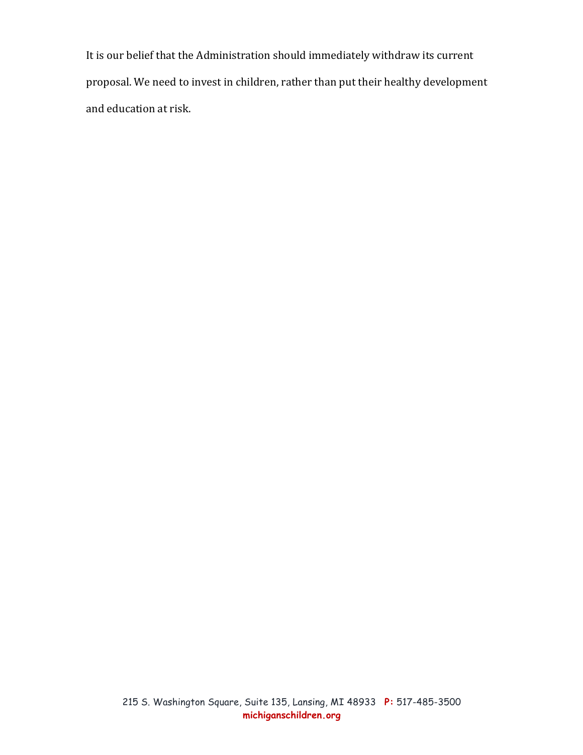It is our belief that the Administration should immediately withdraw its current proposal. We need to invest in children, rather than put their healthy development and education at risk.